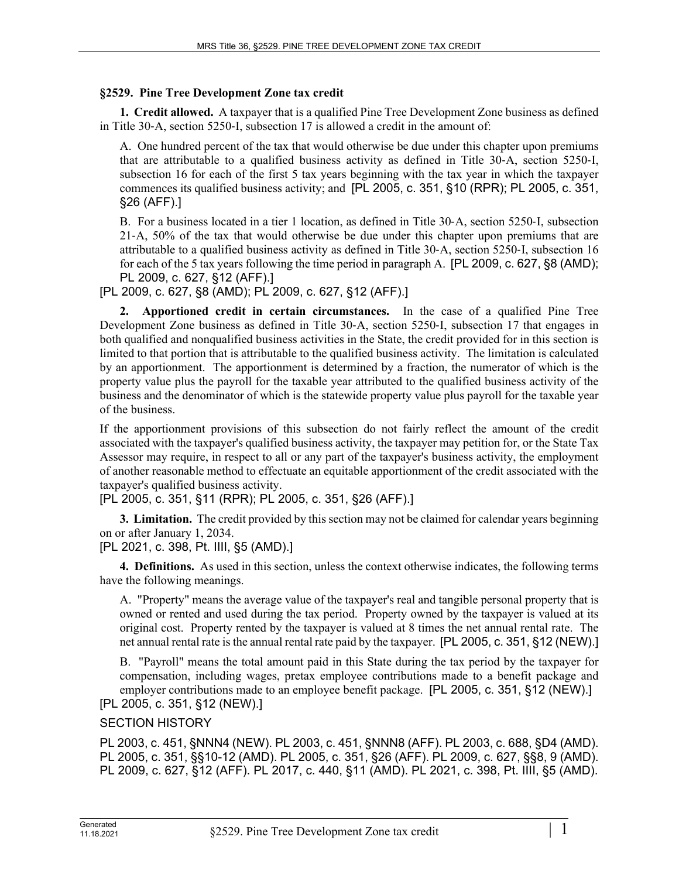## §2529. Pine Tree Development Zone tax credit

**1. Credit allowed.** A taxpayer that is a qualified Pine Tree Development Zone business as defined in Title 30-A, section 5250-I, subsection 17 is allowed a credit in the amount of:

A. One hundred percent of the tax that would otherwise be due under this chapter upon premiums that are attributable to a qualified business activity as defined in Title 30-A, section 5250-I, subsection 16 for each of the first 5 tax years beginning with the tax year in which the taxpayer commences its qualified business activity; and [PL 2005, c. 351, §10 (RPR); PL 2005, c. 351, §26 (AFF).]

B. For a business located in a tier 1 location, as defined in Title 30-A, section 5250-I, subsection 21-A, 50% of the tax that would otherwise be due under this chapter upon premiums that are attributable to a qualified business activity as defined in Title 30-A, section 5250-I, subsection 16 for each of the 5 tax years following the time period in paragraph A. [PL 2009, c. 627, §8 (AMD); PL 2009, c. 627, §12 (AFF).]

[PL 2009, c. 627, §8 (AMD); PL 2009, c. 627, §12 (AFF).]

**2. Apportioned credit in certain circumstances.** In the case of a qualified Pine Tree Development Zone business as defined in Title 30-A, section 5250-I, subsection 17 that engages in both qualified and nonqualified business activities in the State, the credit provided for in this section is limited to that portion that is attributable to the qualified business activity. The limitation is calculated by an apportionment. The apportionment is determined by a fraction, the numerator of which is the property value plus the payroll for the taxable year attributed to the qualified business activity of the business and the denominator of which is the statewide property value plus payroll for the taxable year of the business.

If the apportionment provisions of this subsection do not fairly reflect the amount of the credit associated with the taxpayer's qualified business activity, the taxpayer may petition for, or the State Tax Assessor may require, in respect to all or any part of the taxpayer's business activity, the employment of another reasonable method to effectuate an equitable apportionment of the credit associated with the taxpayer's qualified business activity.

[PL 2005, c. 351, §11 (RPR); PL 2005, c. 351, §26 (AFF).]

**3. Limitation.** The credit provided by this section may not be claimed for calendar years beginning on or after January 1, 2034.

[PL 2021, c. 398, Pt. IIII, §5 (AMD).]

**4. Definitions.** As used in this section, unless the context otherwise indicates, the following terms have the following meanings.

A. "Property" means the average value of the taxpayer's real and tangible personal property that is owned or rented and used during the tax period. Property owned by the taxpayer is valued at its original cost. Property rented by the taxpayer is valued at 8 times the net annual rental rate. The net annual rental rate is the annual rental rate paid by the taxpayer. [PL 2005, c. 351, §12 (NEW).]

B. "Payroll" means the total amount paid in this State during the tax period by the taxpayer for compensation, including wages, pretax employee contributions made to a benefit package and employer contributions made to an employee benefit package. [PL 2005, c. 351, §12 (NEW).]

[PL 2005, c. 351, §12 (NEW).]

SECTION HISTORY

PL 2003, c. 451, §NNN4 (NEW). PL 2003, c. 451, §NNN8 (AFF). PL 2003, c. 688, §D4 (AMD). PL 2005, c. 351, §§10-12 (AMD). PL 2005, c. 351, §26 (AFF). PL 2009, c. 627, §§8, 9 (AMD). PL 2009, c. 627, §12 (AFF). PL 2017, c. 440, §11 (AMD). PL 2021, c. 398, Pt. IIII, §5 (AMD).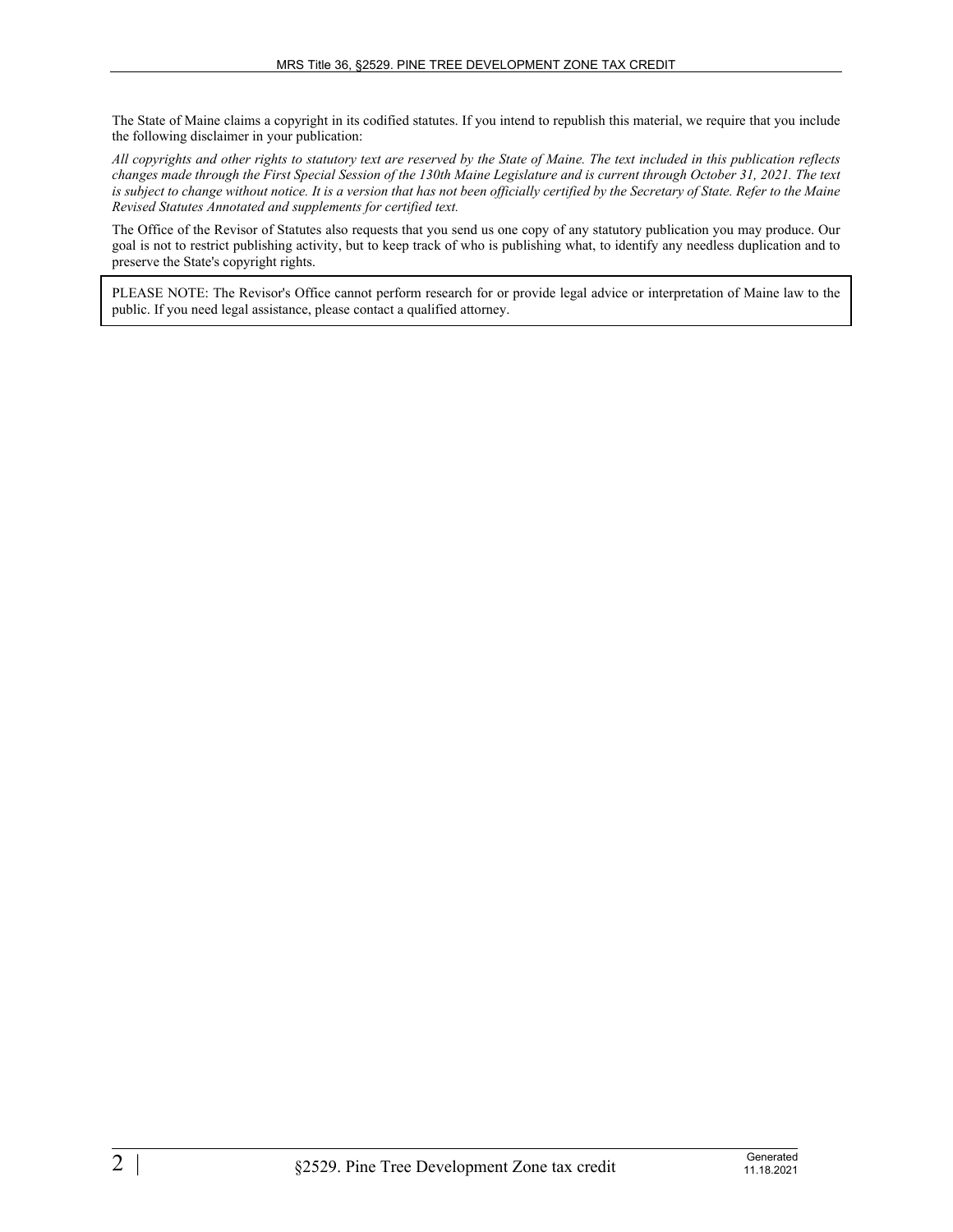The State of Maine claims a copyright in its codified statutes. If you intend to republish this material, we require that you include the following disclaimer in your publication:

*All copyrights and other rights to statutory text are reserved by the State of Maine. The text included in this publication reflects changes made through the First Special Session of the 130th Maine Legislature and is current through October 31, 2021. The text is subject to change without notice. It is a version that has not been officially certified by the Secretary of State. Refer to the Maine Revised Statutes Annotated and supplements for certified text.*

The Office of the Revisor of Statutes also requests that you send us one copy of any statutory publication you may produce. Our goal is not to restrict publishing activity, but to keep track of who is publishing what, to identify any needless duplication and to preserve the State's copyright rights.

PLEASE NOTE: The Revisor's Office cannot perform research for or provide legal advice or interpretation of Maine law to the public. If you need legal assistance, please contact a qualified attorney.